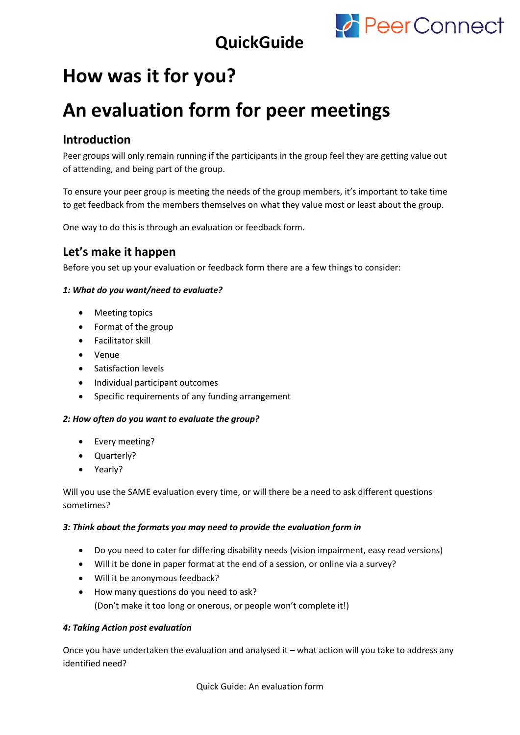# QuickGuide

# How was it for you?

# An evaluation form for peer meetings

## Introduction

Peer groups will only remain running if the participants in the group feel they are getting value out of attending, and being part of the group.

To ensure your peer group is meeting the needs of the group members, it's important to take time to get feedback from the members themselves on what they value most or least about the group.

One way to do this is through an evaluation or feedback form.

## Let's make it happen

Before you set up your evaluation or feedback form there are a few things to consider:

***1: What do you want/need to evaluate?***

- Meeting topics
- Format of the group
- Facilitator skill
- Venue
- Satisfaction levels
- Individual participant outcomes
- Specific requirements of any funding arrangement

***2: How often do you want to evaluate the group?***

- Every meeting?
- Quarterly?
- Yearly?

Will you use the SAME evaluation every time, or will there be a need to ask different questions sometimes?

***3: Think about the formats you may need to provide the evaluation form in***

- Do you need to cater for differing disability needs (vision impairment, easy read versions)
- Will it be done in paper format at the end of a session, or online via a survey?
- Will it be anonymous feedback?
- How many questions do you need to ask?
  (Don't make it too long or onerous, or people won't complete it!)

***4: Taking Action post evaluation***

Once you have undertaken the evaluation and analysed it – what action will you take to address any identified need?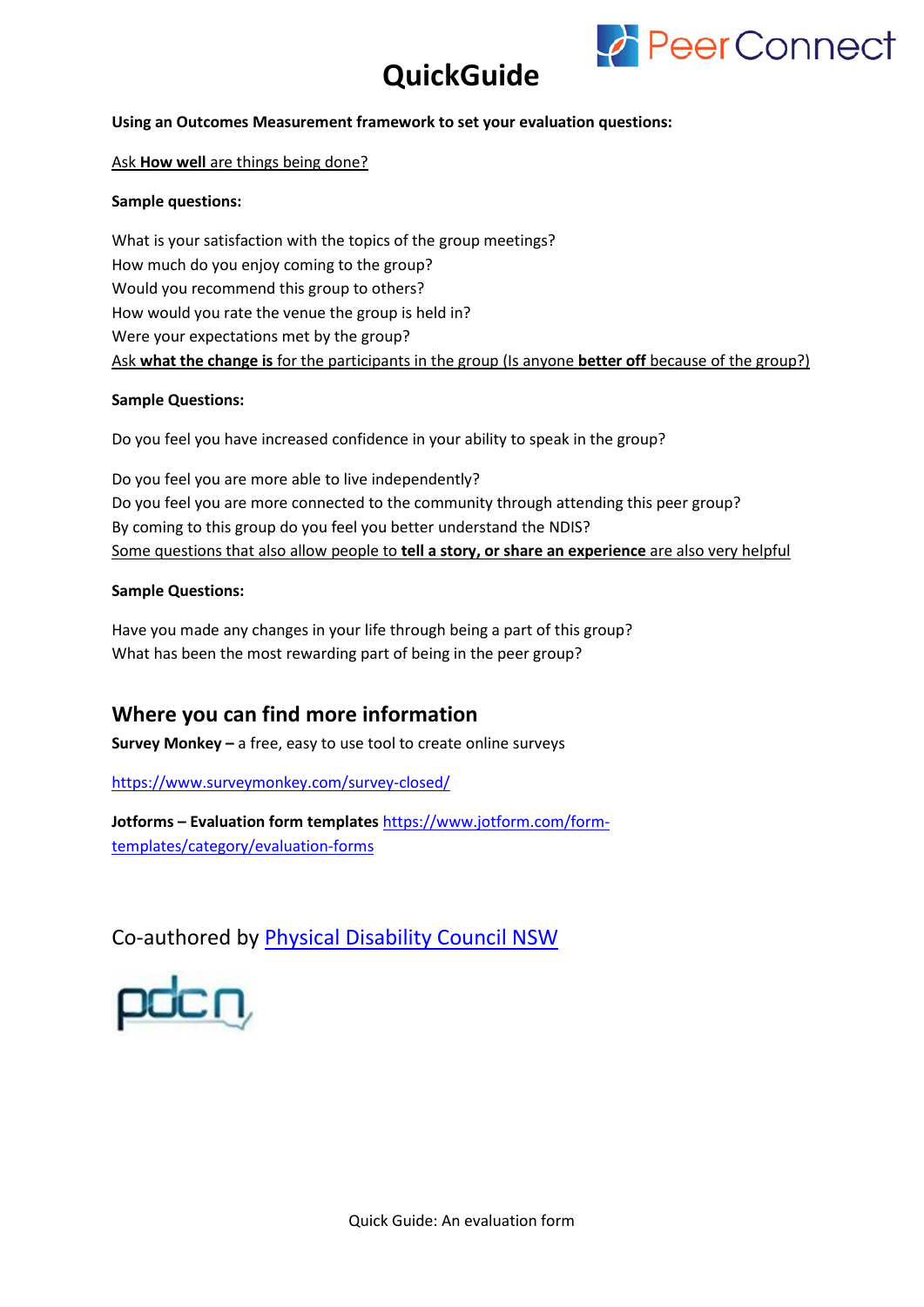# QuickGuide

**Using an Outcomes Measurement framework to set your evaluation questions:**

Ask **How well** are things being done?

**Sample questions:**

What is your satisfaction with the topics of the group meetings?
How much do you enjoy coming to the group?
Would you recommend this group to others?
How would you rate the venue the group is held in?
Were your expectations met by the group?
Ask **what the change is** for the participants in the group (Is anyone **better off** because of the group?)

**Sample Questions:**

Do you feel you have increased confidence in your ability to speak in the group?

Do you feel you are more able to live independently?
Do you feel you are more connected to the community through attending this peer group?
By coming to this group do you feel you better understand the NDIS?
Some questions that also allow people to **tell a story, or share an experience** are also very helpful

**Sample Questions:**

Have you made any changes in your life through being a part of this group?
What has been the most rewarding part of being in the peer group?

## Where you can find more information

**Survey Monkey –** a free, easy to use tool to create online surveys

https://www.surveymonkey.com/survey-closed/

**Jotforms – Evaluation form templates** https://www.jotform.com/form-templates/category/evaluation-forms

Co-authored by Physical Disability Council NSW